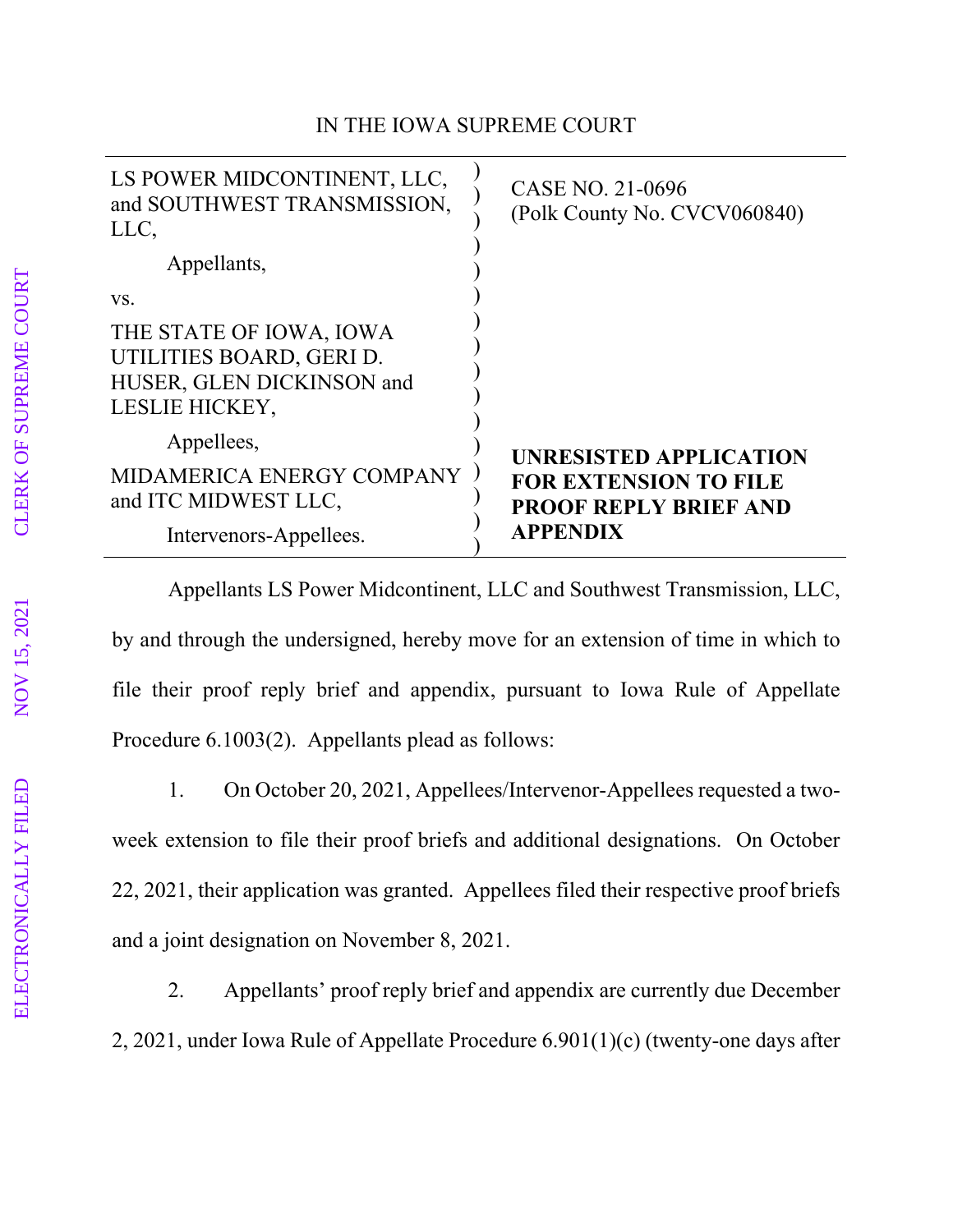IN THE IOWA SUPREME COURT

| | |
|---|---|
| LS POWER MIDCONTINENT, LLC, and SOUTHWEST TRANSMISSION, LLC,<br><br>Appellants,<br><br>vs.<br><br>THE STATE OF IOWA, IOWA UTILITIES BOARD, GERI D. HUSER, GLEN DICKINSON and LESLIE HICKEY,<br><br>Appellees,<br><br>MIDAMERICA ENERGY COMPANY and ITC MIDWEST LLC,<br><br>Intervenors-Appellees. | CASE NO. 21-0696<br>(Polk County No. CVCV060840)<br><br>**UNRESISTED APPLICATION FOR EXTENSION TO FILE PROOF REPLY BRIEF AND APPENDIX** |

Appellants LS Power Midcontinent, LLC and Southwest Transmission, LLC, by and through the undersigned, hereby move for an extension of time in which to file their proof reply brief and appendix, pursuant to Iowa Rule of Appellate Procedure 6.1003(2). Appellants plead as follows:

1. On October 20, 2021, Appellees/Intervenor-Appellees requested a two-week extension to file their proof briefs and additional designations. On October 22, 2021, their application was granted. Appellees filed their respective proof briefs and a joint designation on November 8, 2021.

2. Appellants' proof reply brief and appendix are currently due December 2, 2021, under Iowa Rule of Appellate Procedure 6.901(1)(c) (twenty-one days after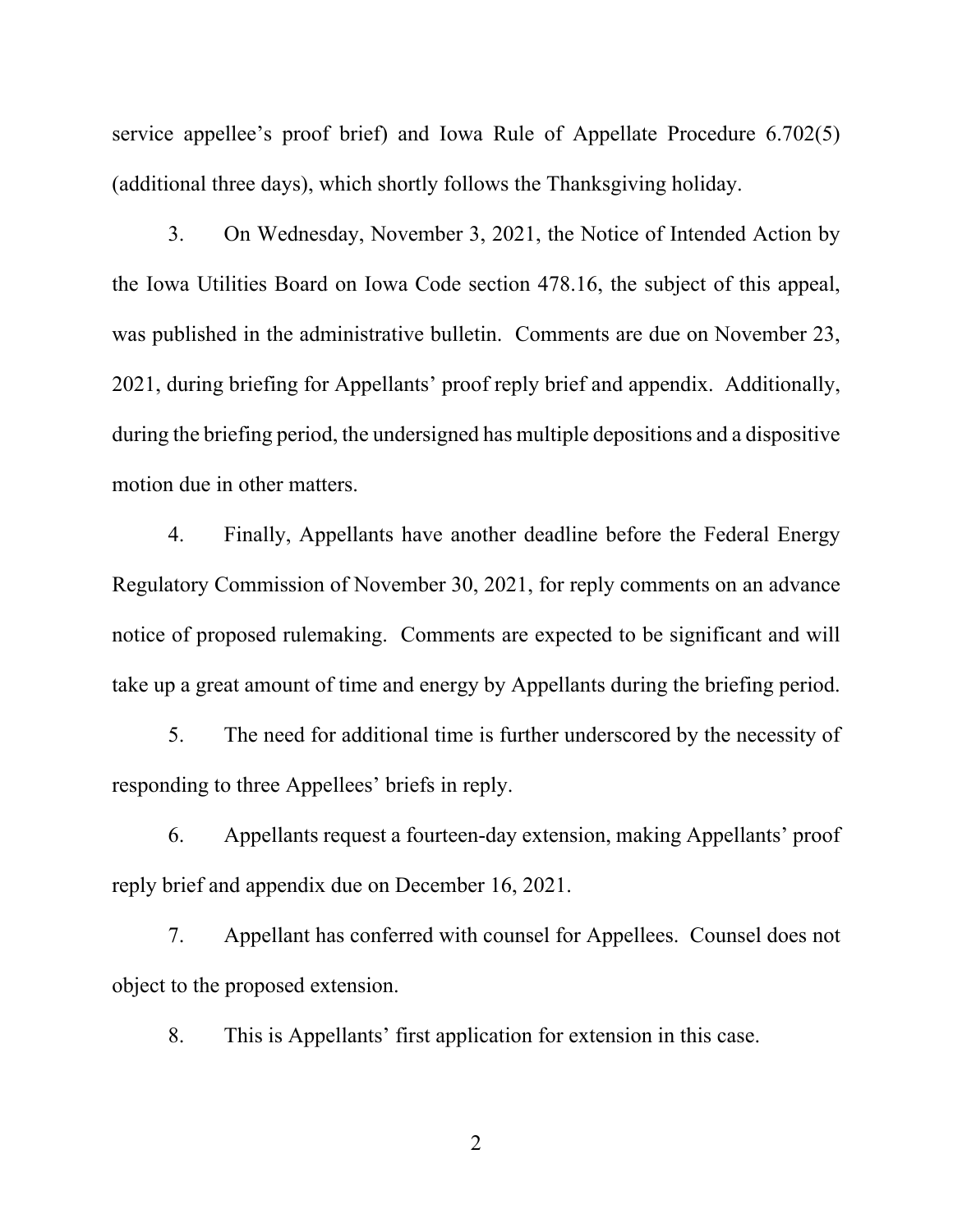service appellee's proof brief) and Iowa Rule of Appellate Procedure 6.702(5) (additional three days), which shortly follows the Thanksgiving holiday.

3. On Wednesday, November 3, 2021, the Notice of Intended Action by the Iowa Utilities Board on Iowa Code section 478.16, the subject of this appeal, was published in the administrative bulletin. Comments are due on November 23, 2021, during briefing for Appellants' proof reply brief and appendix. Additionally, during the briefing period, the undersigned has multiple depositions and a dispositive motion due in other matters.

4. Finally, Appellants have another deadline before the Federal Energy Regulatory Commission of November 30, 2021, for reply comments on an advance notice of proposed rulemaking. Comments are expected to be significant and will take up a great amount of time and energy by Appellants during the briefing period.

5. The need for additional time is further underscored by the necessity of responding to three Appellees' briefs in reply.

6. Appellants request a fourteen-day extension, making Appellants' proof reply brief and appendix due on December 16, 2021.

7. Appellant has conferred with counsel for Appellees. Counsel does not object to the proposed extension.

8. This is Appellants' first application for extension in this case.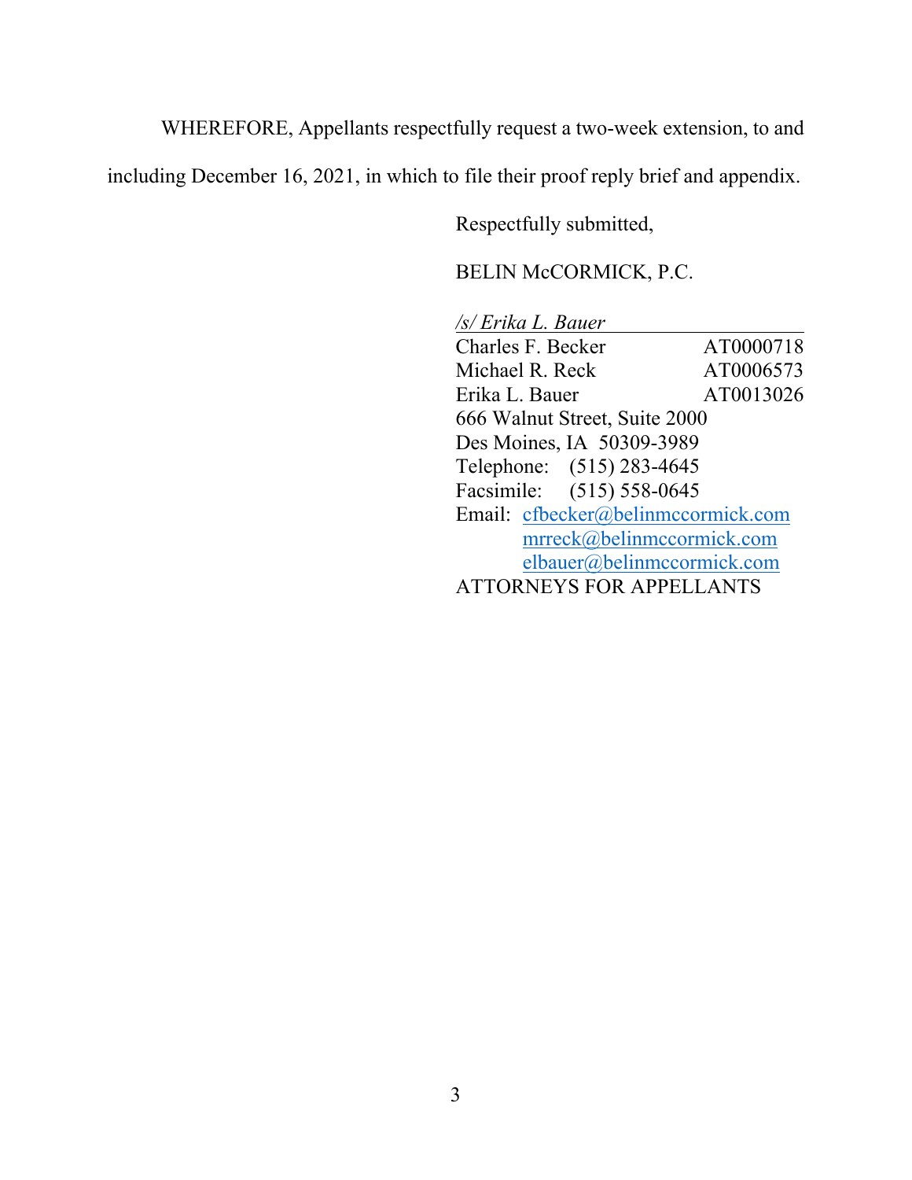WHEREFORE, Appellants respectfully request a two-week extension, to and including December 16, 2021, in which to file their proof reply brief and appendix.

Respectfully submitted,

BELIN McCORMICK, P.C.

*/s/ Erika L. Bauer*

Charles F. Becker AT0000718
Michael R. Reck AT0006573
Erika L. Bauer AT0013026
666 Walnut Street, Suite 2000
Des Moines, IA 50309-3989
Telephone: (515) 283-4645
Facsimile: (515) 558-0645
Email: cfbecker@belinmccormick.com
mrreck@belinmccormick.com
elbauer@belinmccormick.com
ATTORNEYS FOR APPELLANTS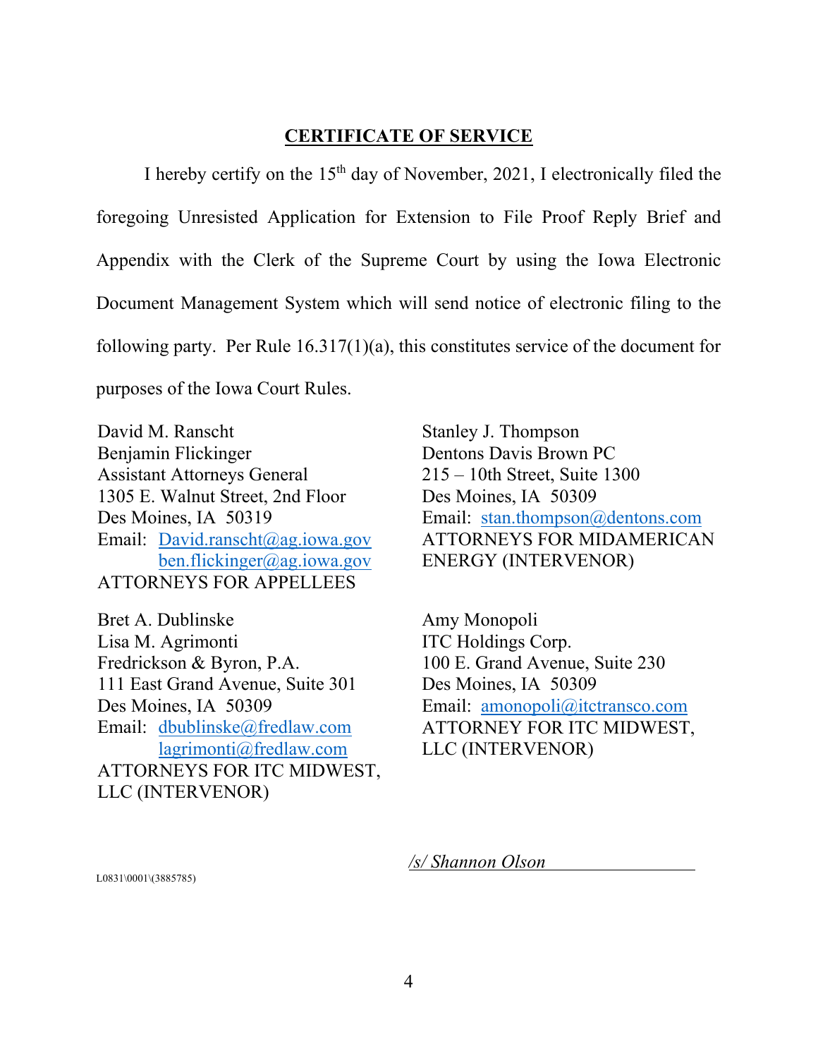## CERTIFICATE OF SERVICE

I hereby certify on the 15th day of November, 2021, I electronically filed the foregoing Unresisted Application for Extension to File Proof Reply Brief and Appendix with the Clerk of the Supreme Court by using the Iowa Electronic Document Management System which will send notice of electronic filing to the following party. Per Rule 16.317(1)(a), this constitutes service of the document for purposes of the Iowa Court Rules.

David M. Ranscht
Benjamin Flickinger
Assistant Attorneys General
1305 E. Walnut Street, 2nd Floor
Des Moines, IA 50319
Email: David.ranscht@ag.iowa.gov
ben.flickinger@ag.iowa.gov
ATTORNEYS FOR APPELLEES

Stanley J. Thompson
Dentons Davis Brown PC
215 – 10th Street, Suite 1300
Des Moines, IA 50309
Email: stan.thompson@dentons.com
ATTORNEYS FOR MIDAMERICAN ENERGY (INTERVENOR)

Bret A. Dublinske
Lisa M. Agrimonti
Fredrickson & Byron, P.A.
111 East Grand Avenue, Suite 301
Des Moines, IA 50309
Email: dbublinske@fredlaw.com
lagrimonti@fredlaw.com
ATTORNEYS FOR ITC MIDWEST, LLC (INTERVENOR)

Amy Monopoli
ITC Holdings Corp.
100 E. Grand Avenue, Suite 230
Des Moines, IA 50309
Email: amonopoli@itctransco.com
ATTORNEY FOR ITC MIDWEST, LLC (INTERVENOR)

*/s/ Shannon Olson*

L0831\0001\(3885785)